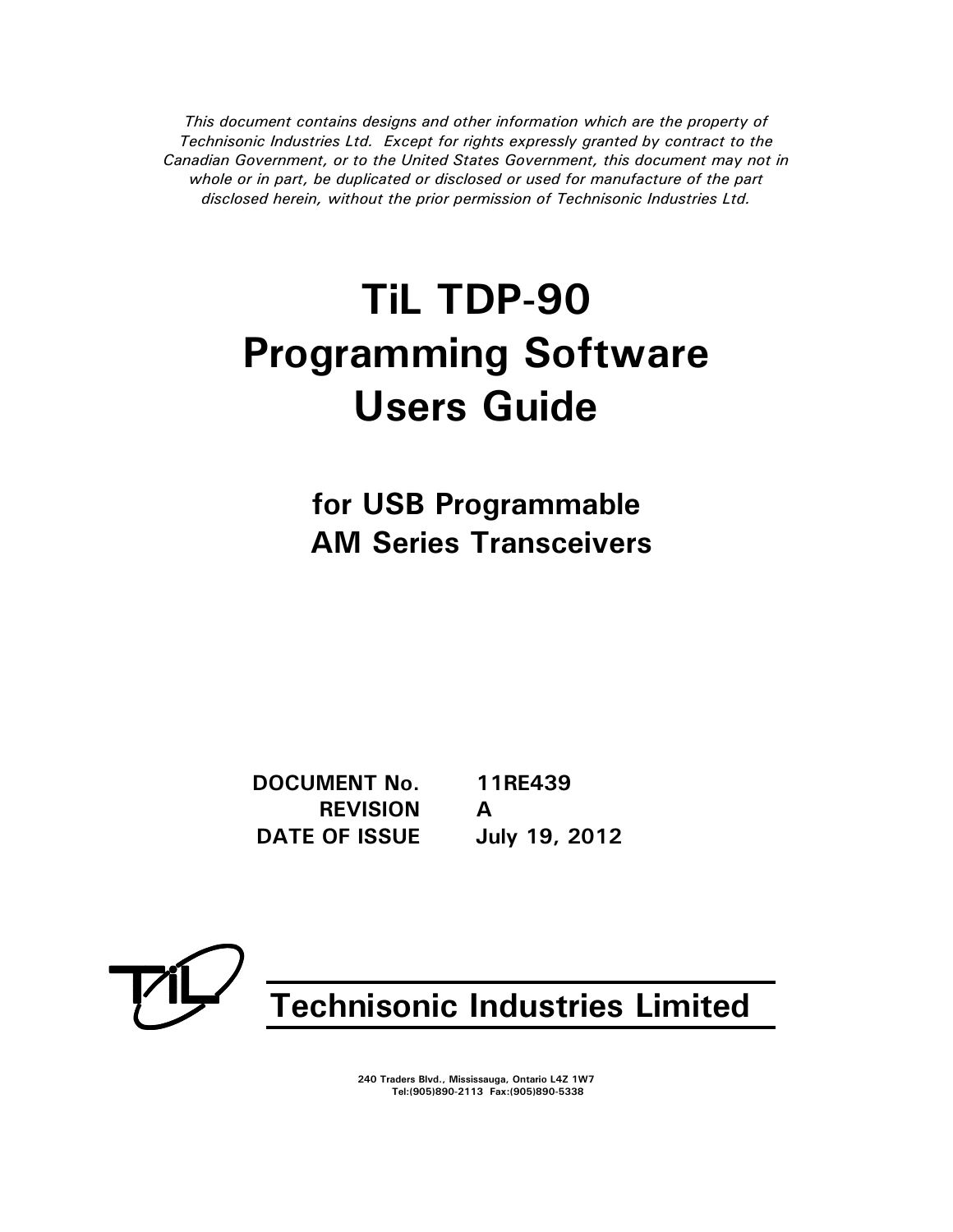*This document contains designs and other information which are the property of Technisonic Industries Ltd. Except for rights expressly granted by contract to the Canadian Government, or to the United States Government, this document may not in whole or in part, be duplicated or disclosed or used for manufacture of the part disclosed herein, without the prior permission of Technisonic Industries Ltd.*

# TiL TDP-90 Programming Software Users Guide

## for USB Programmable AM Series Transceivers

| | |
|---|---|
| **DOCUMENT No.** | **11RE439** |
| **REVISION** | **A** |
| **DATE OF ISSUE** | **July 19, 2012** |

## Technisonic Industries Limited

**240 Traders Blvd., Mississauga, Ontario L4Z 1W7**
**Tel:(905)890-2113 Fax:(905)890-5338**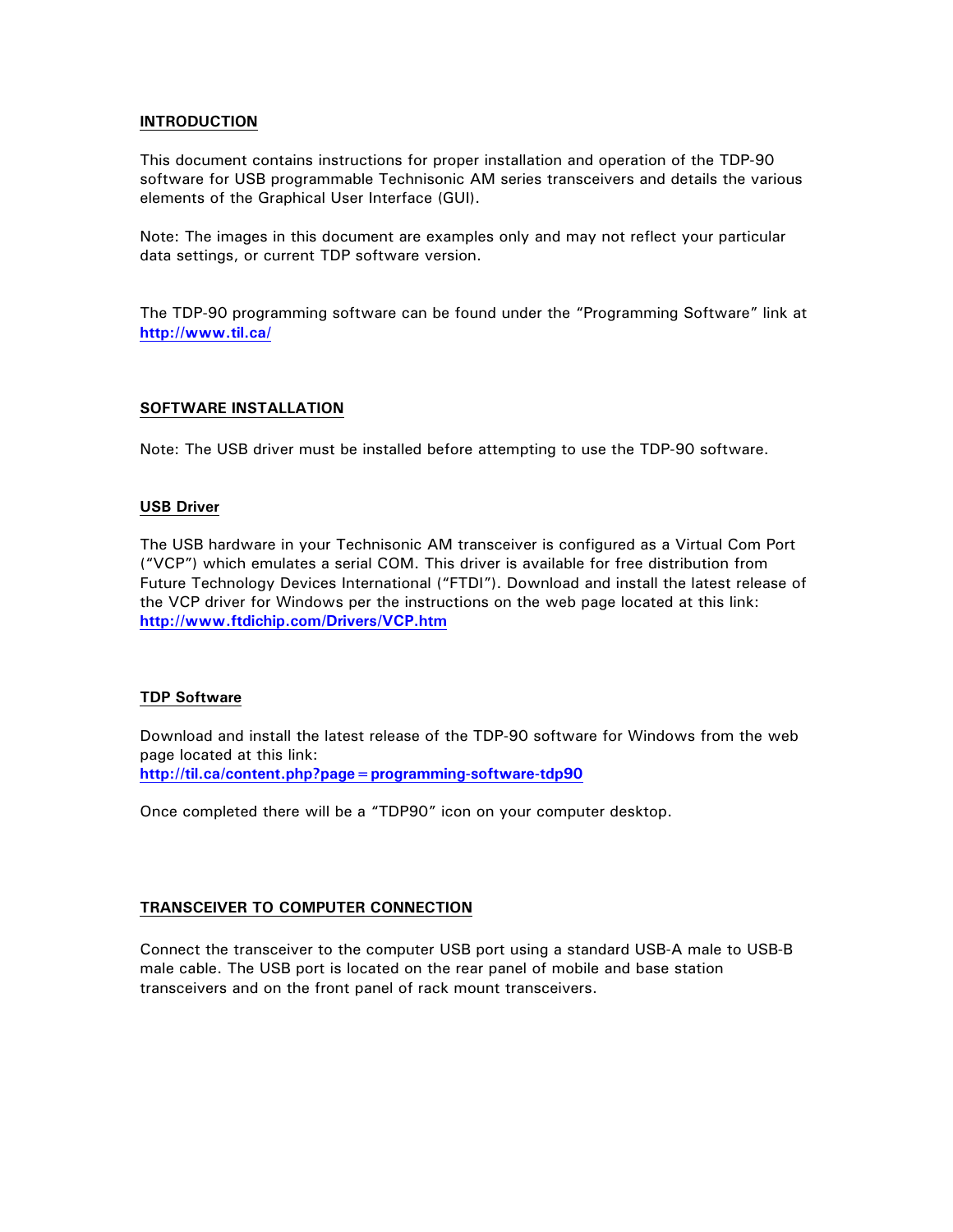## INTRODUCTION

This document contains instructions for proper installation and operation of the TDP-90 software for USB programmable Technisonic AM series transceivers and details the various elements of the Graphical User Interface (GUI).

Note: The images in this document are examples only and may not reflect your particular data settings, or current TDP software version.

The TDP-90 programming software can be found under the "Programming Software" link at **http://www.til.ca/**

## SOFTWARE INSTALLATION

Note: The USB driver must be installed before attempting to use the TDP-90 software.

### USB Driver

The USB hardware in your Technisonic AM transceiver is configured as a Virtual Com Port ("VCP") which emulates a serial COM. This driver is available for free distribution from Future Technology Devices International ("FTDI"). Download and install the latest release of the VCP driver for Windows per the instructions on the web page located at this link: **http://www.ftdichip.com/Drivers/VCP.htm**

### TDP Software

Download and install the latest release of the TDP-90 software for Windows from the web page located at this link:
**http://til.ca/content.php?page=programming-software-tdp90**

Once completed there will be a "TDP90" icon on your computer desktop.

## TRANSCEIVER TO COMPUTER CONNECTION

Connect the transceiver to the computer USB port using a standard USB-A male to USB-B male cable. The USB port is located on the rear panel of mobile and base station transceivers and on the front panel of rack mount transceivers.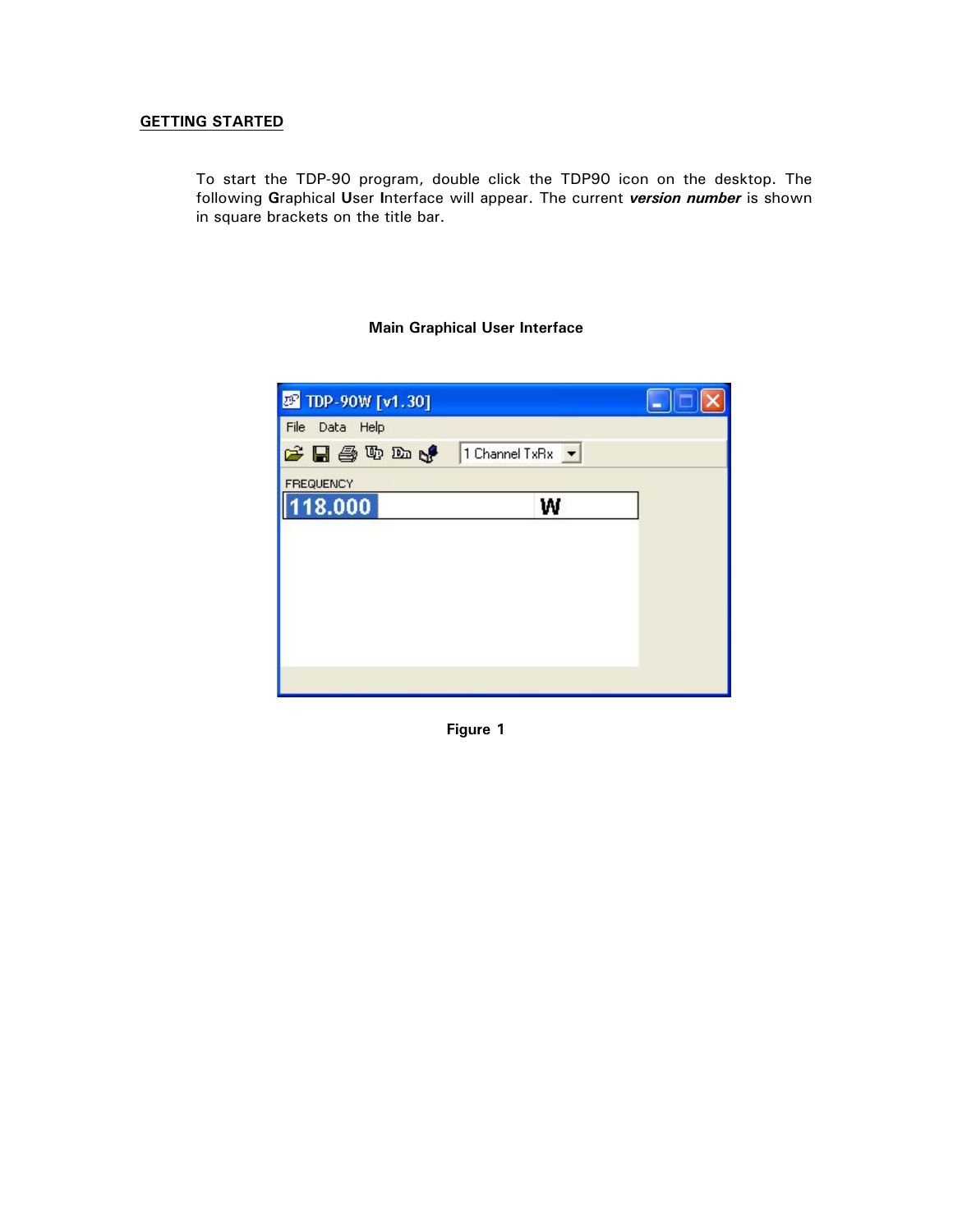## GETTING STARTED

To start the TDP-90 program, double click the TDP90 icon on the desktop. The following **G**raphical **U**ser **I**nterface will appear. The current ***version number*** is shown in square brackets on the title bar.

**Main Graphical User Interface**

**Figure 1**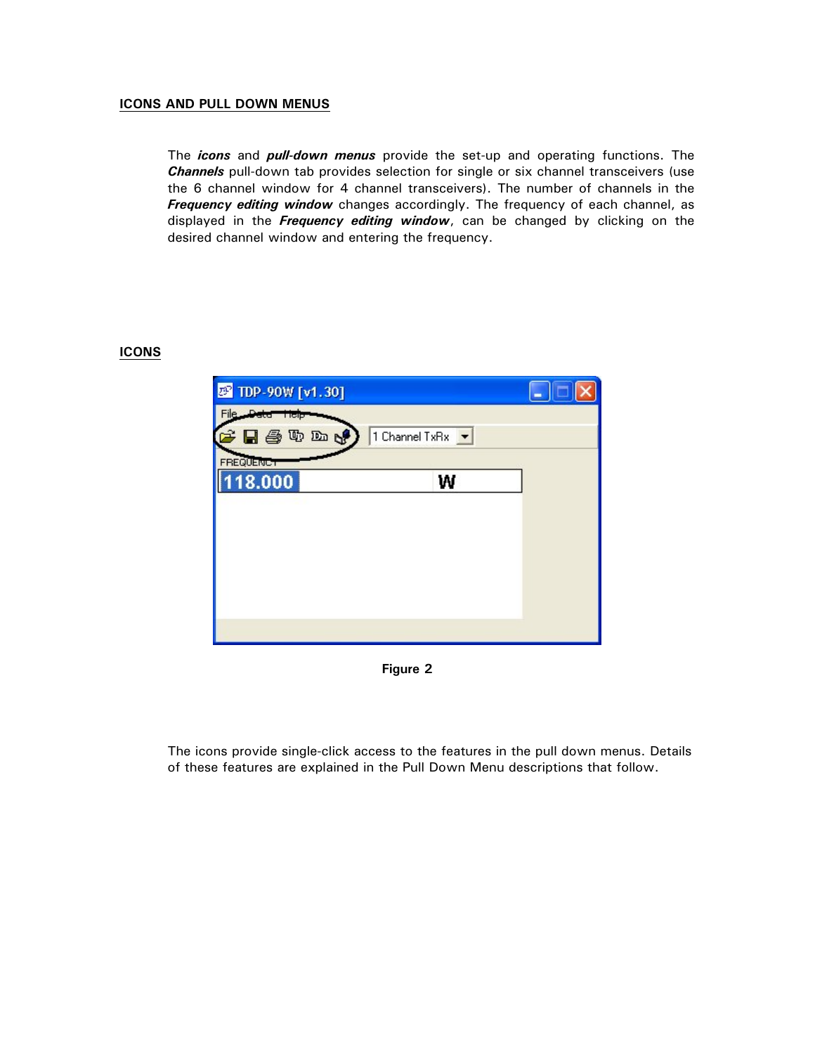## ICONS AND PULL DOWN MENUS

The ***icons*** and ***pull-down menus*** provide the set-up and operating functions. The ***Channels*** pull-down tab provides selection for single or six channel transceivers (use the 6 channel window for 4 channel transceivers). The number of channels in the ***Frequency editing window*** changes accordingly. The frequency of each channel, as displayed in the ***Frequency editing window***, can be changed by clicking on the desired channel window and entering the frequency.

## ICONS

**Figure 2**

The icons provide single-click access to the features in the pull down menus. Details of these features are explained in the Pull Down Menu descriptions that follow.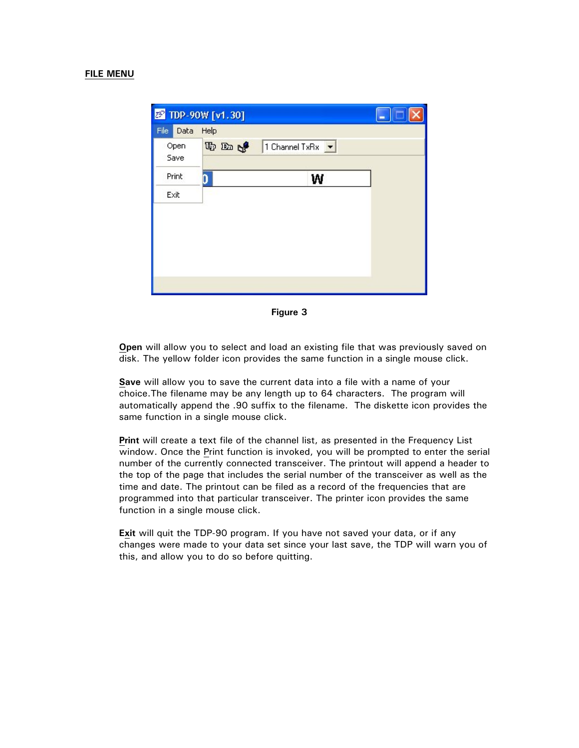## FILE MENU

Figure 3

**Open** will allow you to select and load an existing file that was previously saved on disk. The yellow folder icon provides the same function in a single mouse click.

**Save** will allow you to save the current data into a file with a name of your choice.The filename may be any length up to 64 characters. The program will automatically append the .90 suffix to the filename. The diskette icon provides the same function in a single mouse click.

**Print** will create a text file of the channel list, as presented in the Frequency List window. Once the Print function is invoked, you will be prompted to enter the serial number of the currently connected transceiver. The printout will append a header to the top of the page that includes the serial number of the transceiver as well as the time and date. The printout can be filed as a record of the frequencies that are programmed into that particular transceiver. The printer icon provides the same function in a single mouse click.

**Exit** will quit the TDP-90 program. If you have not saved your data, or if any changes were made to your data set since your last save, the TDP will warn you of this, and allow you to do so before quitting.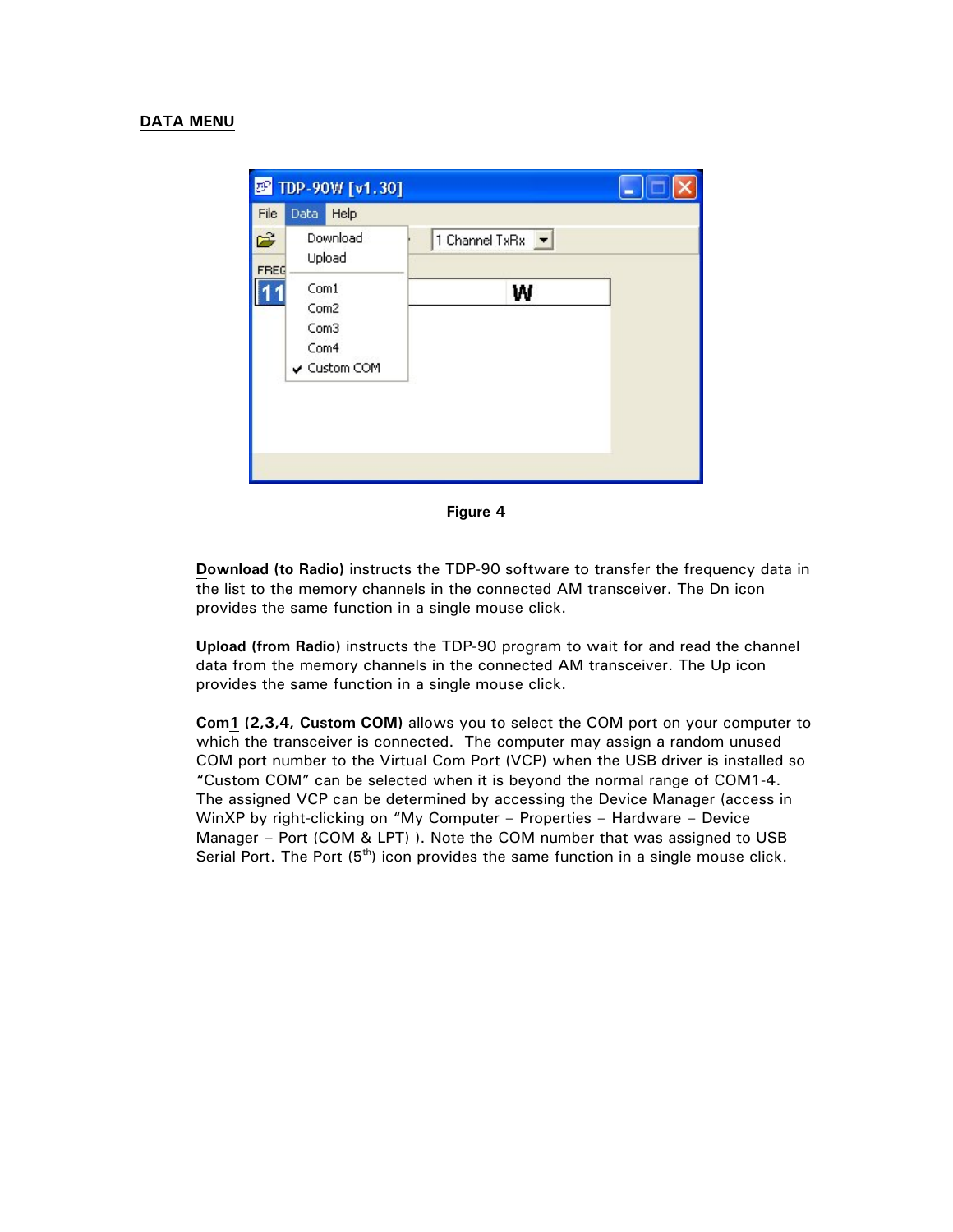## DATA MENU

Figure 4

**Download (to Radio)** instructs the TDP-90 software to transfer the frequency data in the list to the memory channels in the connected AM transceiver. The Dn icon provides the same function in a single mouse click.

**Upload (from Radio)** instructs the TDP-90 program to wait for and read the channel data from the memory channels in the connected AM transceiver. The Up icon provides the same function in a single mouse click.

**Com1 (2,3,4, Custom COM)** allows you to select the COM port on your computer to which the transceiver is connected. The computer may assign a random unused COM port number to the Virtual Com Port (VCP) when the USB driver is installed so "Custom COM" can be selected when it is beyond the normal range of COM1-4. The assigned VCP can be determined by accessing the Device Manager (access in WinXP by right-clicking on "My Computer – Properties – Hardware – Device Manager – Port (COM & LPT) ). Note the COM number that was assigned to USB Serial Port. The Port (5th) icon provides the same function in a single mouse click.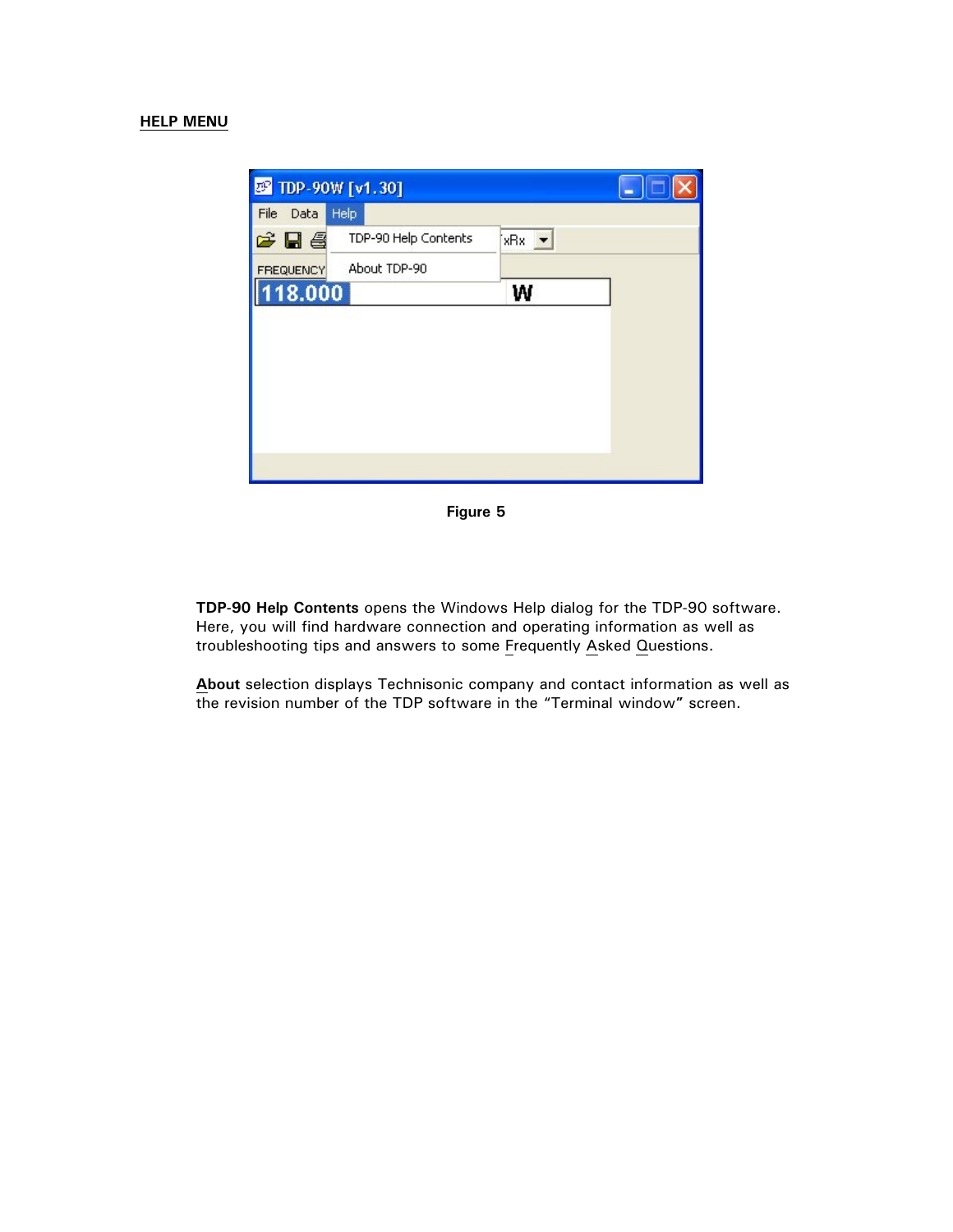## HELP MENU

Figure 5

**TDP-90 Help Contents** opens the Windows Help dialog for the TDP-90 software. Here, you will find hardware connection and operating information as well as troubleshooting tips and answers to some Frequently Asked Questions.

**About** selection displays Technisonic company and contact information as well as the revision number of the TDP software in the “Terminal window” screen.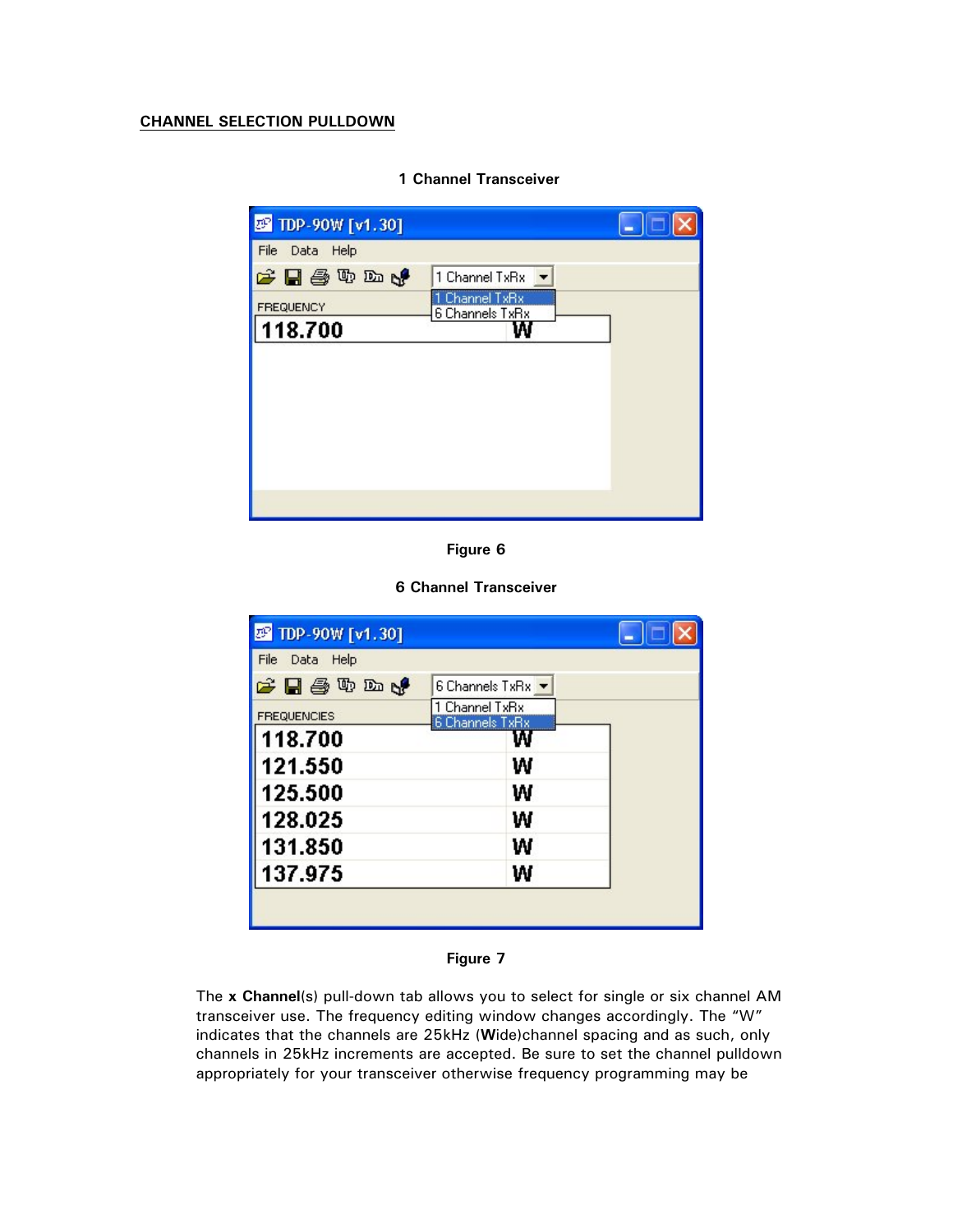## CHANNEL SELECTION PULLDOWN

**1 Channel Transceiver**

**Figure 6**

**6 Channel Transceiver**

**Figure 7**

The **x Channel**(s) pull-down tab allows you to select for single or six channel AM transceiver use. The frequency editing window changes accordingly. The "W" indicates that the channels are 25kHz (**W**ide)channel spacing and as such, only channels in 25kHz increments are accepted. Be sure to set the channel pulldown appropriately for your transceiver otherwise frequency programming may be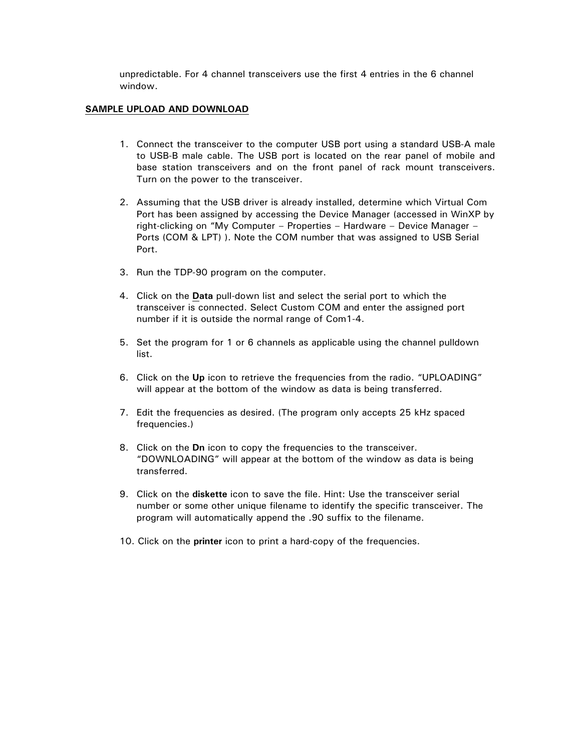unpredictable. For 4 channel transceivers use the first 4 entries in the 6 channel window.

## SAMPLE UPLOAD AND DOWNLOAD

1. Connect the transceiver to the computer USB port using a standard USB-A male to USB-B male cable. The USB port is located on the rear panel of mobile and base station transceivers and on the front panel of rack mount transceivers. Turn on the power to the transceiver.

2. Assuming that the USB driver is already installed, determine which Virtual Com Port has been assigned by accessing the Device Manager (accessed in WinXP by right-clicking on "My Computer – Properties – Hardware – Device Manager – Ports (COM & LPT) ). Note the COM number that was assigned to USB Serial Port.

3. Run the TDP-90 program on the computer.

4. Click on the **Data** pull-down list and select the serial port to which the transceiver is connected. Select Custom COM and enter the assigned port number if it is outside the normal range of Com1-4.

5. Set the program for 1 or 6 channels as applicable using the channel pulldown list.

6. Click on the **Up** icon to retrieve the frequencies from the radio. "UPLOADING" will appear at the bottom of the window as data is being transferred.

7. Edit the frequencies as desired. (The program only accepts 25 kHz spaced frequencies.)

8. Click on the **Dn** icon to copy the frequencies to the transceiver. "DOWNLOADING" will appear at the bottom of the window as data is being transferred.

9. Click on the **diskette** icon to save the file. Hint: Use the transceiver serial number or some other unique filename to identify the specific transceiver. The program will automatically append the .90 suffix to the filename.

10. Click on the **printer** icon to print a hard-copy of the frequencies.